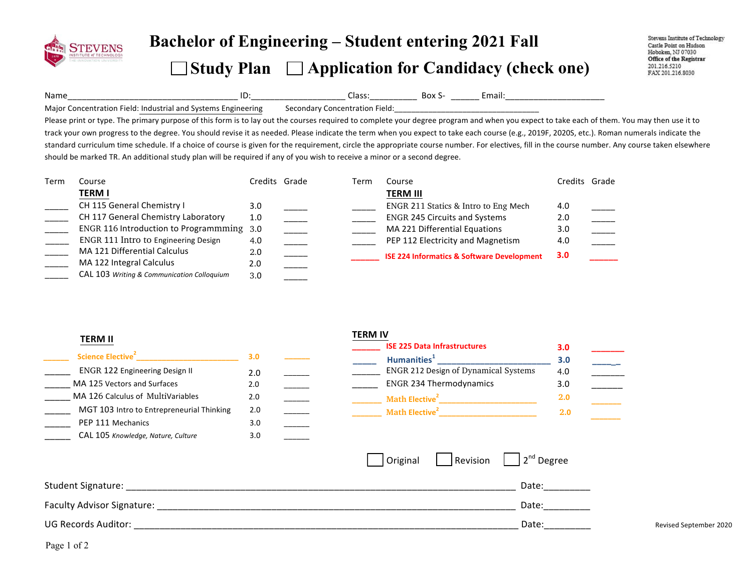# Bachelor of Engineering – Student entering 2021 Fall

☐ Study Plan ☐ Application for Candidacy (check one)

Stevens Institute of Technology
Castle Point on Hudson
Hoboken, NJ 07030
Office of the Registrar
201.216.5210
FAX 201.216.8030

Name_____________________________________ ID:____________________ Class:__________ Box S- ______ Email:______________________

Major Concentration Field: Industrial and Systems Engineering Secondary Concentration Field:__________________________________

Please print or type. The primary purpose of this form is to lay out the courses required to complete your degree program and when you expect to take each of them. You may then use it to track your own progress to the degree. You should revise it as needed. Please indicate the term when you expect to take each course (e.g., 2019F, 2020S, etc.). Roman numerals indicate the standard curriculum time schedule. If a choice of course is given for the requirement, circle the appropriate course number. For electives, fill in the course number. Any course taken elsewhere should be marked TR. An additional study plan will be required if any of you wish to receive a minor or a second degree.

| Term | Course | Credits | Grade |
|---|---|---|---|
| | **TERM I** | | |
| _____ | CH 115 General Chemistry I | 3.0 | _____ |
| _____ | CH 117 General Chemistry Laboratory | 1.0 | _____ |
| _____ | ENGR 116 Introduction to Programmming | 3.0 | _____ |
| _____ | ENGR 111 Intro to Engineering Design | 4.0 | _____ |
| _____ | MA 121 Differential Calculus | 2.0 | _____ |
| _____ | MA 122 Integral Calculus | 2.0 | _____ |
| _____ | CAL 103 *Writing & Communication Colloquium* | 3.0 | _____ |
| | **TERM II** | | |
| _____ | Science Elective[2] _______________________ | 3.0 | _____ |
| _____ | ENGR 122 Engineering Design II | 2.0 | _____ |
| _____ | MA 125 Vectors and Surfaces | 2.0 | _____ |
| _____ | MA 126 Calculus of MultiVariables | 2.0 | _____ |
| _____ | MGT 103 Intro to Entrepreneurial Thinking | 2.0 | _____ |
| _____ | PEP 111 Mechanics | 3.0 | _____ |
| _____ | CAL 105 *Knowledge, Nature, Culture* | 3.0 | _____ |

| Term | Course | Credits | Grade |
|---|---|---|---|
| | **TERM III** | | |
| _____ | ENGR 211 Statics & Intro to Eng Mech | 4.0 | _____ |
| _____ | ENGR 245 Circuits and Systems | 2.0 | _____ |
| _____ | MA 221 Differential Equations | 3.0 | _____ |
| _____ | PEP 112 Electricity and Magnetism | 4.0 | _____ |
| _____ | **ISE 224 Informatics & Software Development** | **3.0** | _____ |
| | **TERM IV** | | |
| _____ | **ISE 225 Data Infrastructures** | **3.0** | _____ |
| _____ | **Humanities[1]** _________________________ | **3.0** | _____ |
| _____ | ENGR 212 Design of Dynamical Systems | 4.0 | _____ |
| _____ | ENGR 234 Thermodynamics | 3.0 | _____ |
| _____ | Math Elective[2] _______________________ | 2.0 | _____ |
| _____ | Math Elective[2] _______________________ | 2.0 | _____ |

☐ Original ☐ Revision ☐ 2nd Degree

Student Signature: ______________________________________________________________________ Date:_________

Faculty Advisor Signature: _________________________________________________________________ Date:_________

UG Records Auditor: _____________________________________________________________________ Date:_________

Revised September 2020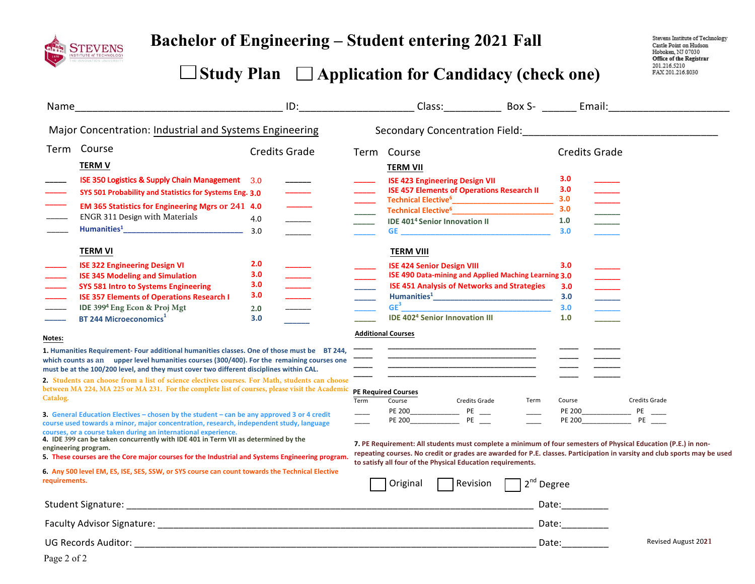# Bachelor of Engineering – Student entering 2021 Fall

☐ Study Plan ☐ Application for Candidacy (check one)

Stevens Institute of Technology
Castle Point on Hudson
Hoboken, NJ 07030
Office of the Registrar
201.216.5210
FAX 201.216.8030

Name_____________________________________ ID:____________________ Class:__________ Box S- ______ Email:______________________

Major Concentration: Industrial and Systems Engineering

Secondary Concentration Field:___________________________________

| Term | Course | Credits | Grade |
|---|---|---|---|
| | **TERM V** | | |
| _____ | ISE 350 Logistics & Supply Chain Management | 3.0 | ______ |
| _____ | SYS 501 Probability and Statistics for Systems Eng. | 3.0 | ______ |
| _____ | EM 365 Statistics for Engineering Mgrs or 241 | 4.0 | ______ |
| _____ | ENGR 311 Design with Materials | 4.0 | ______ |
| _____ | Humanities[1]___________________________ | 3.0 | ______ |
| | **TERM VI** | | |
| _____ | ISE 322 Engineering Design VI | 2.0 | ______ |
| _____ | ISE 345 Modeling and Simulation | 3.0 | ______ |
| _____ | SYS 581 Intro to Systems Engineering | 3.0 | ______ |
| _____ | ISE 357 Elements of Operations Research I | 3.0 | ______ |
| _____ | IDE 399[4] Eng Econ & Proj Mgt | 2.0 | ______ |
| _____ | BT 244 Microeconomics[1] | 3.0 | ______ |

| Term | Course | Credits | Grade |
|---|---|---|---|
| | **TERM VII** | | |
| _____ | ISE 423 Engineering Design VII | 3.0 | ______ |
| _____ | ISE 457 Elements of Operations Research II | 3.0 | ______ |
| _____ | Technical Elective[6]________________________ | 3.0 | ______ |
| _____ | Technical Elective[6]________________________ | 3.0 | ______ |
| _____ | IDE 401[4] Senior Innovation II | 1.0 | ______ |
| _____ | GE ___________________________________ | 3.0 | ______ |
| | **TERM VIII** | | |
| _____ | ISE 424 Senior Design VIII | 3.0 | ______ |
| _____ | ISE 490 Data-mining and Applied Maching Learning | 3.0 | ______ |
| _____ | ISE 451 Analysis of Networks and Strategies | 3.0 | ______ |
| _____ | Humanities[1]___________________________ | 3.0 | ______ |
| _____ | GE[3]___________________________________ | 3.0 | ______ |
| _____ | IDE 402[4] Senior Innovation III | 1.0 | ______ |

**Additional Courses**

| Term | Course | Credits | Grade |
|---|---|---|---|
| _____ | ___________________________________ | _____ | ______ |
| _____ | ___________________________________ | _____ | ______ |
| _____ | ___________________________________ | _____ | ______ |
| _____ | ___________________________________ | _____ | ______ |

**PE Required Courses**

| Term | Course | Credits | Grade | Term | Course | Credits | Grade |
|---|---|---|---|---|---|---|---|
| ____ | PE 200____________ | PE | ___ | ____ | PE 200____________ | PE | ___ |
| ____ | PE 200____________ | PE | ___ | ____ | PE 200____________ | PE | ___ |

**Notes:**

1. Humanities Requirement- Four additional humanities classes. One of those must be BT 244, which counts as an upper level humanities courses (300/400). For the remaining courses one must be at the 100/200 level, and they must cover two different disciplines within CAL.
2. Students can choose from a list of science electives courses. For Math, students can choose between MA 224, MA 225 or MA 231. For the complete list of courses, please visit the Academic Catalog.
3. General Education Electives – chosen by the student – can be any approved 3 or 4 credit course used towards a minor, major concentration, research, independent study, language courses, or a course taken during an international experience.
4. IDE 399 can be taken concurrently with IDE 401 in Term VII as determined by the engineering program.
5. These courses are the Core major courses for the Industrial and Systems Engineering program.
6. Any 500 level EM, ES, ISE, SES, SSW, or SYS course can count towards the Technical Elective requirements.
7. PE Requirement: All students must complete a minimum of four semesters of Physical Education (P.E.) in non-repeating courses. No credit or grades are awarded for P.E. classes. Participation in varsity and club sports may be used to satisfy all four of the Physical Education requirements.

☐ Original ☐ Revision ☐ 2nd Degree

Student Signature: ______________________________________________________________ Date:_________

Faculty Advisor Signature: _________________________________________________________ Date:_________

UG Records Auditor: ______________________________________________________________ Date:_________

Revised August 2021